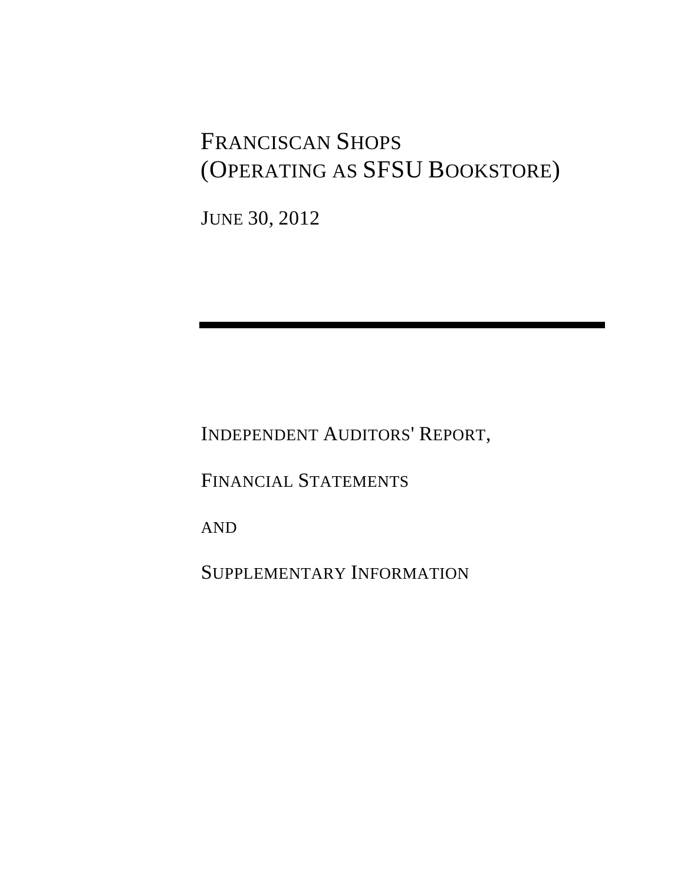# FRANCISCAN SHOPS
# (OPERATING AS SFSU BOOKSTORE)

JUNE 30, 2012

---

INDEPENDENT AUDITORS' REPORT,

FINANCIAL STATEMENTS

AND

SUPPLEMENTARY INFORMATION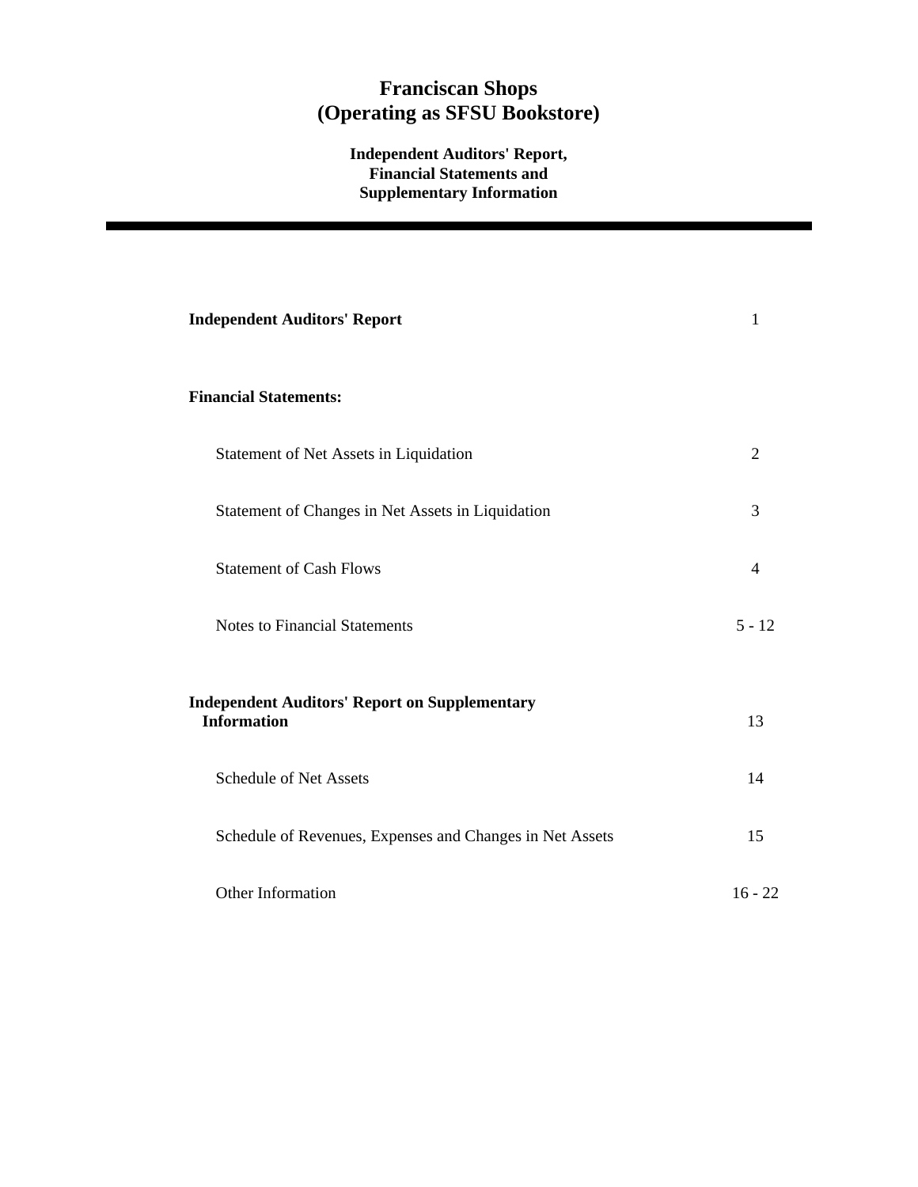# Franciscan Shops
# (Operating as SFSU Bookstore)

### Independent Auditors' Report, Financial Statements and Supplementary Information

| | |
|---|---|
| **Independent Auditors' Report** | 1 |
| **Financial Statements:** | |
| Statement of Net Assets in Liquidation | 2 |
| Statement of Changes in Net Assets in Liquidation | 3 |
| Statement of Cash Flows | 4 |
| Notes to Financial Statements | 5 - 12 |
| **Independent Auditors' Report on Supplementary Information** | 13 |
| Schedule of Net Assets | 14 |
| Schedule of Revenues, Expenses and Changes in Net Assets | 15 |
| Other Information | 16 - 22 |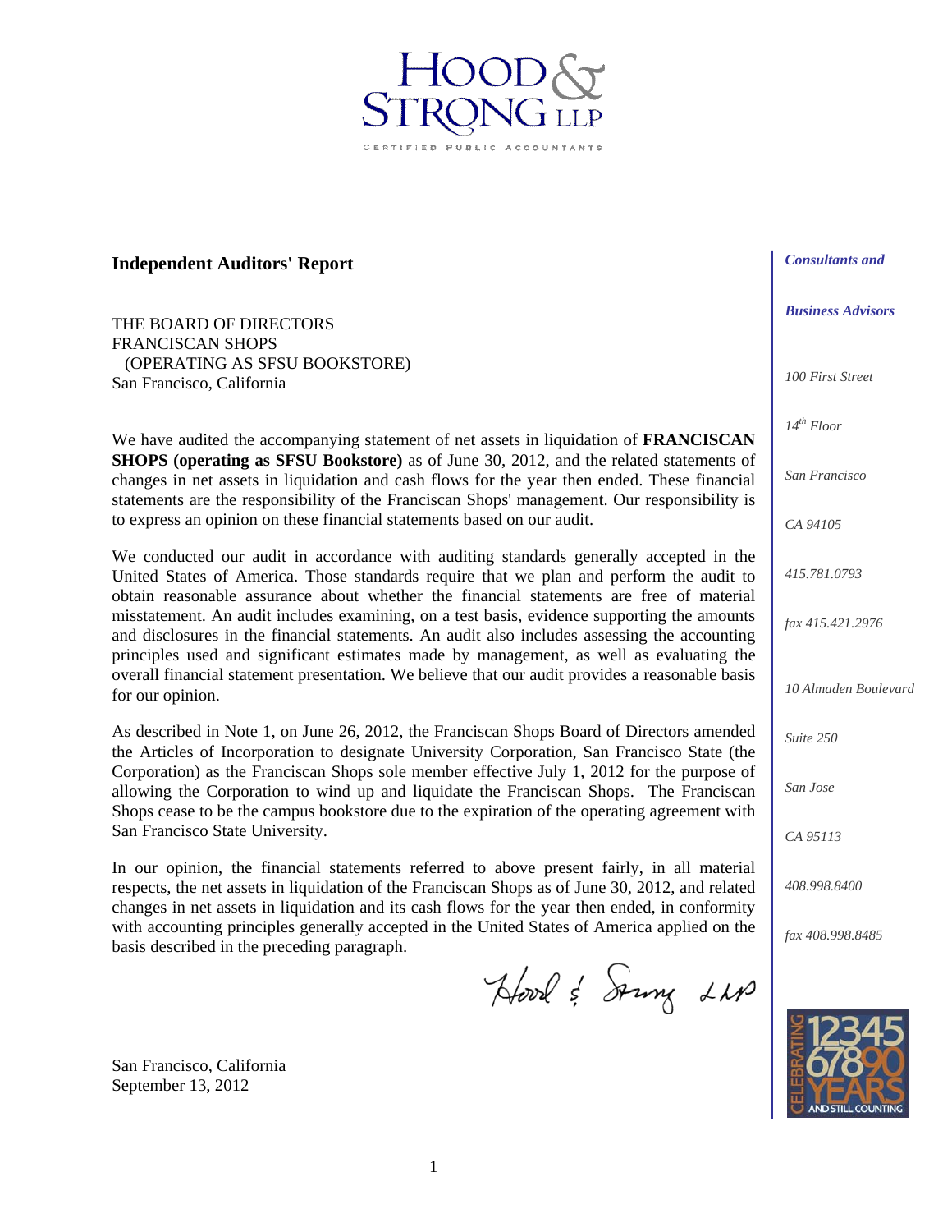HOOD & STRONG LLP

CERTIFIED PUBLIC ACCOUNTANTS

## Independent Auditors' Report

*Consultants and*

*Business Advisors*

*100 First Street*

*14th Floor*

*San Francisco*

*CA 94105*

*415.781.0793*

*fax 415.421.2976*

*10 Almaden Boulevard*

*Suite 250*

*San Jose*

*CA 95113*

*408.998.8400*

*fax 408.998.8485*

THE BOARD OF DIRECTORS
FRANCISCAN SHOPS
(OPERATING AS SFSU BOOKSTORE)
San Francisco, California

We have audited the accompanying statement of net assets in liquidation of **FRANCISCAN SHOPS (operating as SFSU Bookstore)** as of June 30, 2012, and the related statements of changes in net assets in liquidation and cash flows for the year then ended. These financial statements are the responsibility of the Franciscan Shops' management. Our responsibility is to express an opinion on these financial statements based on our audit.

We conducted our audit in accordance with auditing standards generally accepted in the United States of America. Those standards require that we plan and perform the audit to obtain reasonable assurance about whether the financial statements are free of material misstatement. An audit includes examining, on a test basis, evidence supporting the amounts and disclosures in the financial statements. An audit also includes assessing the accounting principles used and significant estimates made by management, as well as evaluating the overall financial statement presentation. We believe that our audit provides a reasonable basis for our opinion.

As described in Note 1, on June 26, 2012, the Franciscan Shops Board of Directors amended the Articles of Incorporation to designate University Corporation, San Francisco State (the Corporation) as the Franciscan Shops sole member effective July 1, 2012 for the purpose of allowing the Corporation to wind up and liquidate the Franciscan Shops. The Franciscan Shops cease to be the campus bookstore due to the expiration of the operating agreement with San Francisco State University.

In our opinion, the financial statements referred to above present fairly, in all material respects, the net assets in liquidation of the Franciscan Shops as of June 30, 2012, and related changes in net assets in liquidation and its cash flows for the year then ended, in conformity with accounting principles generally accepted in the United States of America applied on the basis described in the preceding paragraph.

Hood & Strong LLP

San Francisco, California
September 13, 2012

CELEBRATING 1234567890 YEARS AND STILL COUNTING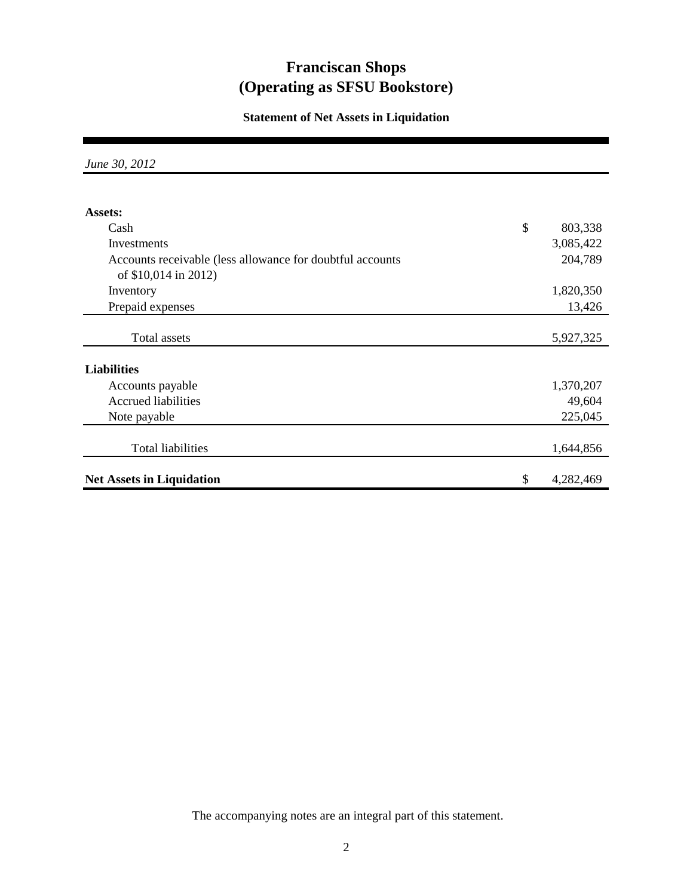# Franciscan Shops
# (Operating as SFSU Bookstore)

### Statement of Net Assets in Liquidation

*June 30, 2012*

| | |
|---|---|
| **Assets:** | |
| Cash | $ 803,338 |
| Investments | 3,085,422 |
| Accounts receivable (less allowance for doubtful accounts of $10,014 in 2012) | 204,789 |
| Inventory | 1,820,350 |
| Prepaid expenses | 13,426 |
| Total assets | 5,927,325 |
| **Liabilities** | |
| Accounts payable | 1,370,207 |
| Accrued liabilities | 49,604 |
| Note payable | 225,045 |
| Total liabilities | 1,644,856 |
| **Net Assets in Liquidation** | $ 4,282,469 |

The accompanying notes are an integral part of this statement.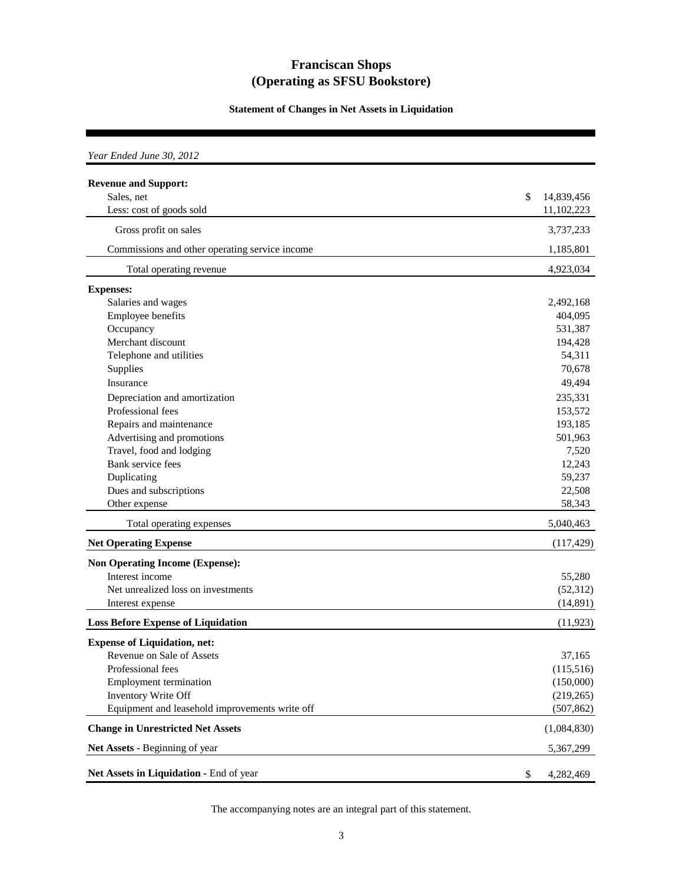# Franciscan Shops
# (Operating as SFSU Bookstore)

### Statement of Changes in Net Assets in Liquidation

*Year Ended June 30, 2012*

| | |
|---|---|
| **Revenue and Support:** | |
| Sales, net | $ 14,839,456 |
| Less: cost of goods sold | 11,102,223 |
| Gross profit on sales | 3,737,233 |
| Commissions and other operating service income | 1,185,801 |
| Total operating revenue | 4,923,034 |
| **Expenses:** | |
| Salaries and wages | 2,492,168 |
| Employee benefits | 404,095 |
| Occupancy | 531,387 |
| Merchant discount | 194,428 |
| Telephone and utilities | 54,311 |
| Supplies | 70,678 |
| Insurance | 49,494 |
| Depreciation and amortization | 235,331 |
| Professional fees | 153,572 |
| Repairs and maintenance | 193,185 |
| Advertising and promotions | 501,963 |
| Travel, food and lodging | 7,520 |
| Bank service fees | 12,243 |
| Duplicating | 59,237 |
| Dues and subscriptions | 22,508 |
| Other expense | 58,343 |
| Total operating expenses | 5,040,463 |
| **Net Operating Expense** | (117,429) |
| **Non Operating Income (Expense):** | |
| Interest income | 55,280 |
| Net unrealized loss on investments | (52,312) |
| Interest expense | (14,891) |
| **Loss Before Expense of Liquidation** | (11,923) |
| **Expense of Liquidation, net:** | |
| Revenue on Sale of Assets | 37,165 |
| Professional fees | (115,516) |
| Employment termination | (150,000) |
| Inventory Write Off | (219,265) |
| Equipment and leasehold improvements write off | (507,862) |
| **Change in Unrestricted Net Assets** | (1,084,830) |
| **Net Assets** - Beginning of year | 5,367,299 |
| **Net Assets in Liquidation** - End of year | $ 4,282,469 |

The accompanying notes are an integral part of this statement.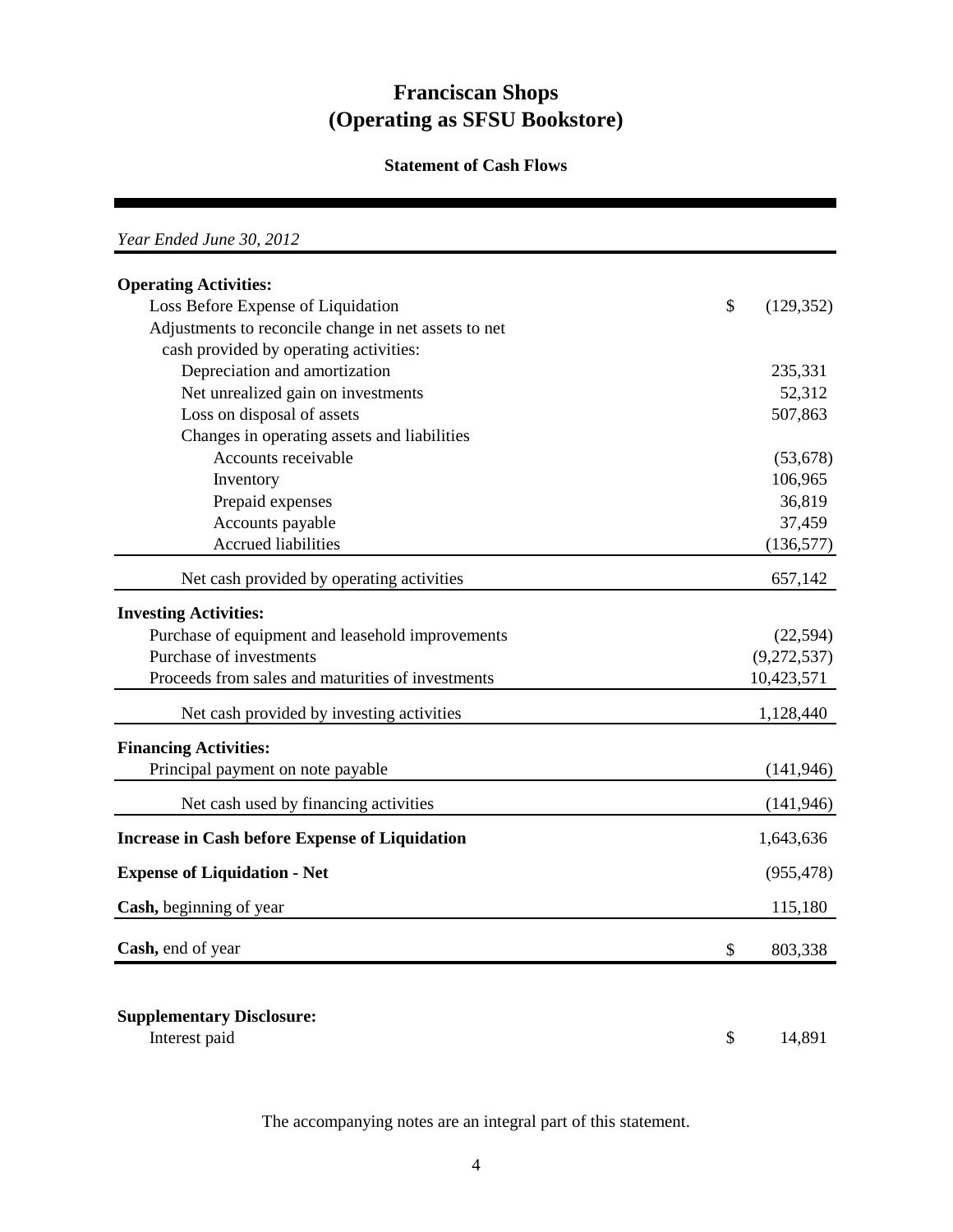# Franciscan Shops
# (Operating as SFSU Bookstore)

### Statement of Cash Flows

*Year Ended June 30, 2012*

| | |
|---|---|
| **Operating Activities:** | |
| Loss Before Expense of Liquidation | $ (129,352) |
| Adjustments to reconcile change in net assets to net cash provided by operating activities: | |
| Depreciation and amortization | 235,331 |
| Net unrealized gain on investments | 52,312 |
| Loss on disposal of assets | 507,863 |
| Changes in operating assets and liabilities | |
| Accounts receivable | (53,678) |
| Inventory | 106,965 |
| Prepaid expenses | 36,819 |
| Accounts payable | 37,459 |
| Accrued liabilities | (136,577) |
| Net cash provided by operating activities | 657,142 |
| **Investing Activities:** | |
| Purchase of equipment and leasehold improvements | (22,594) |
| Purchase of investments | (9,272,537) |
| Proceeds from sales and maturities of investments | 10,423,571 |
| Net cash provided by investing activities | 1,128,440 |
| **Financing Activities:** | |
| Principal payment on note payable | (141,946) |
| Net cash used by financing activities | (141,946) |
| **Increase in Cash before Expense of Liquidation** | 1,643,636 |
| **Expense of Liquidation - Net** | (955,478) |
| **Cash,** beginning of year | 115,180 |
| **Cash,** end of year | $ 803,338 |

**Supplementary Disclosure:**

| | |
|---|---|
| Interest paid | $ 14,891 |

The accompanying notes are an integral part of this statement.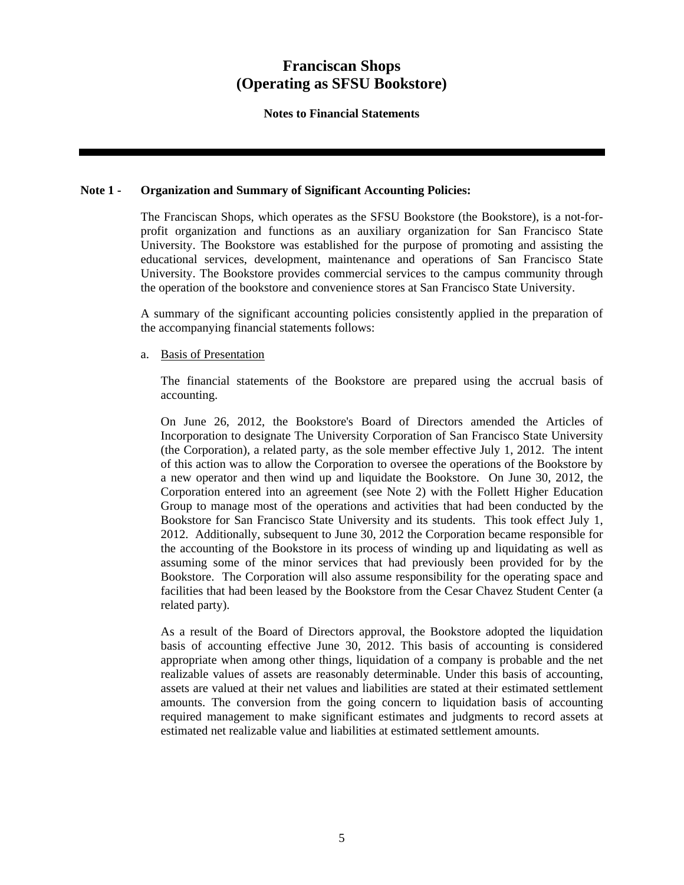# Franciscan Shops
# (Operating as SFSU Bookstore)

**Notes to Financial Statements**

---

**Note 1 - Organization and Summary of Significant Accounting Policies:**

The Franciscan Shops, which operates as the SFSU Bookstore (the Bookstore), is a not-for-profit organization and functions as an auxiliary organization for San Francisco State University. The Bookstore was established for the purpose of promoting and assisting the educational services, development, maintenance and operations of San Francisco State University. The Bookstore provides commercial services to the campus community through the operation of the bookstore and convenience stores at San Francisco State University.

A summary of the significant accounting policies consistently applied in the preparation of the accompanying financial statements follows:

a. Basis of Presentation

The financial statements of the Bookstore are prepared using the accrual basis of accounting.

On June 26, 2012, the Bookstore's Board of Directors amended the Articles of Incorporation to designate The University Corporation of San Francisco State University (the Corporation), a related party, as the sole member effective July 1, 2012. The intent of this action was to allow the Corporation to oversee the operations of the Bookstore by a new operator and then wind up and liquidate the Bookstore. On June 30, 2012, the Corporation entered into an agreement (see Note 2) with the Follett Higher Education Group to manage most of the operations and activities that had been conducted by the Bookstore for San Francisco State University and its students. This took effect July 1, 2012. Additionally, subsequent to June 30, 2012 the Corporation became responsible for the accounting of the Bookstore in its process of winding up and liquidating as well as assuming some of the minor services that had previously been provided for by the Bookstore. The Corporation will also assume responsibility for the operating space and facilities that had been leased by the Bookstore from the Cesar Chavez Student Center (a related party).

As a result of the Board of Directors approval, the Bookstore adopted the liquidation basis of accounting effective June 30, 2012. This basis of accounting is considered appropriate when among other things, liquidation of a company is probable and the net realizable values of assets are reasonably determinable. Under this basis of accounting, assets are valued at their net values and liabilities are stated at their estimated settlement amounts. The conversion from the going concern to liquidation basis of accounting required management to make significant estimates and judgments to record assets at estimated net realizable value and liabilities at estimated settlement amounts.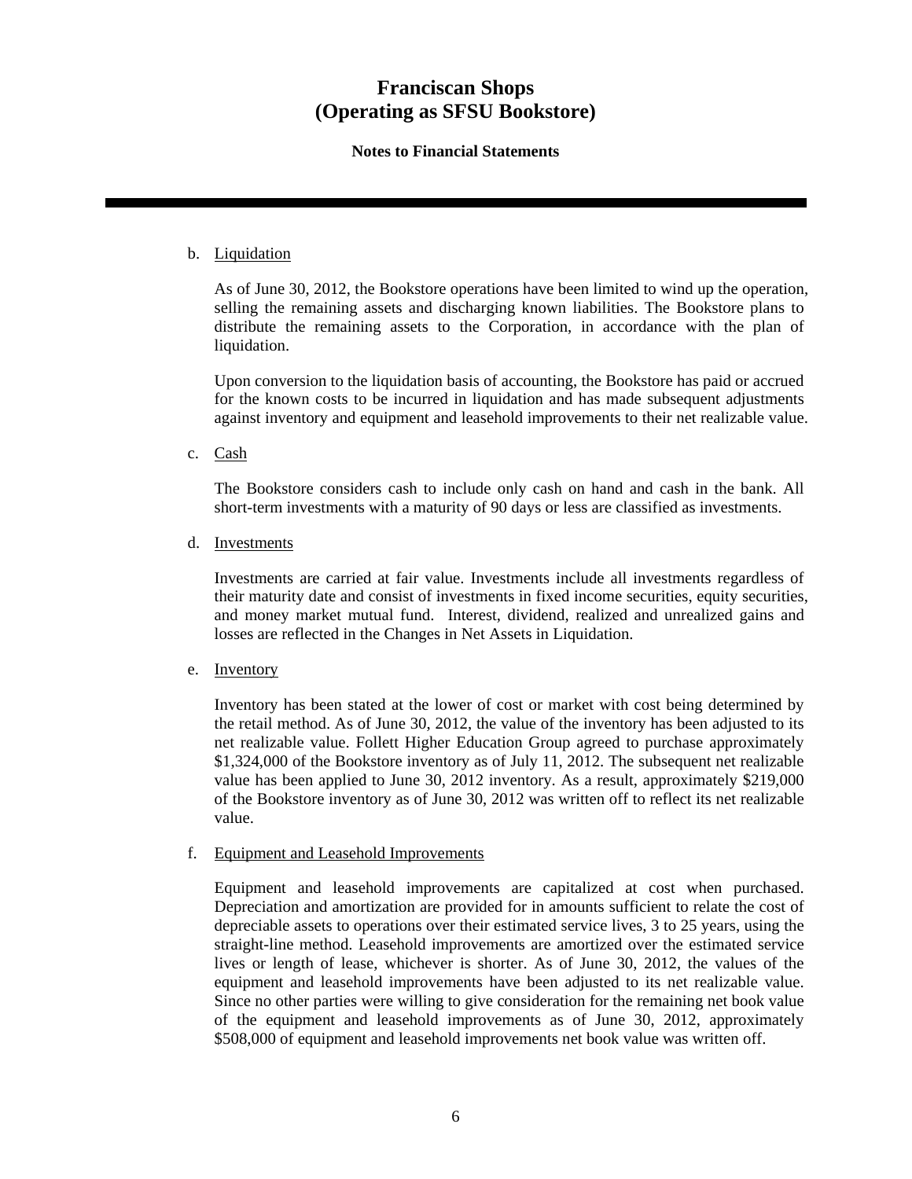b. Liquidation

As of June 30, 2012, the Bookstore operations have been limited to wind up the operation, selling the remaining assets and discharging known liabilities. The Bookstore plans to distribute the remaining assets to the Corporation, in accordance with the plan of liquidation.

Upon conversion to the liquidation basis of accounting, the Bookstore has paid or accrued for the known costs to be incurred in liquidation and has made subsequent adjustments against inventory and equipment and leasehold improvements to their net realizable value.

c. Cash

The Bookstore considers cash to include only cash on hand and cash in the bank. All short-term investments with a maturity of 90 days or less are classified as investments.

d. Investments

Investments are carried at fair value. Investments include all investments regardless of their maturity date and consist of investments in fixed income securities, equity securities, and money market mutual fund. Interest, dividend, realized and unrealized gains and losses are reflected in the Changes in Net Assets in Liquidation.

e. Inventory

Inventory has been stated at the lower of cost or market with cost being determined by the retail method. As of June 30, 2012, the value of the inventory has been adjusted to its net realizable value. Follett Higher Education Group agreed to purchase approximately $1,324,000 of the Bookstore inventory as of July 11, 2012. The subsequent net realizable value has been applied to June 30, 2012 inventory. As a result, approximately $219,000 of the Bookstore inventory as of June 30, 2012 was written off to reflect its net realizable value.

f. Equipment and Leasehold Improvements

Equipment and leasehold improvements are capitalized at cost when purchased. Depreciation and amortization are provided for in amounts sufficient to relate the cost of depreciable assets to operations over their estimated service lives, 3 to 25 years, using the straight-line method. Leasehold improvements are amortized over the estimated service lives or length of lease, whichever is shorter. As of June 30, 2012, the values of the equipment and leasehold improvements have been adjusted to its net realizable value. Since no other parties were willing to give consideration for the remaining net book value of the equipment and leasehold improvements as of June 30, 2012, approximately $508,000 of equipment and leasehold improvements net book value was written off.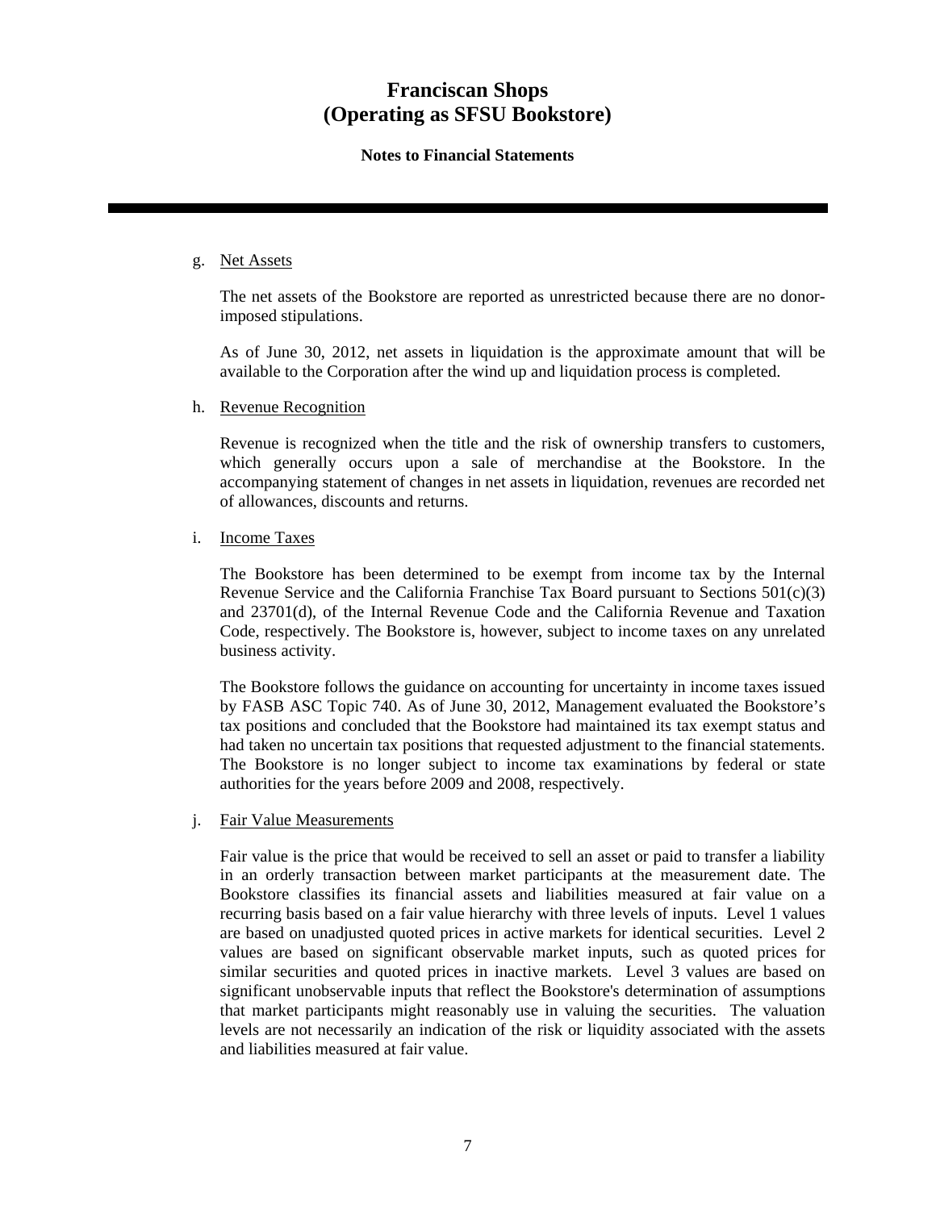g. Net Assets

The net assets of the Bookstore are reported as unrestricted because there are no donor-imposed stipulations.

As of June 30, 2012, net assets in liquidation is the approximate amount that will be available to the Corporation after the wind up and liquidation process is completed.

h. Revenue Recognition

Revenue is recognized when the title and the risk of ownership transfers to customers, which generally occurs upon a sale of merchandise at the Bookstore. In the accompanying statement of changes in net assets in liquidation, revenues are recorded net of allowances, discounts and returns.

i. Income Taxes

The Bookstore has been determined to be exempt from income tax by the Internal Revenue Service and the California Franchise Tax Board pursuant to Sections 501(c)(3) and 23701(d), of the Internal Revenue Code and the California Revenue and Taxation Code, respectively. The Bookstore is, however, subject to income taxes on any unrelated business activity.

The Bookstore follows the guidance on accounting for uncertainty in income taxes issued by FASB ASC Topic 740. As of June 30, 2012, Management evaluated the Bookstore's tax positions and concluded that the Bookstore had maintained its tax exempt status and had taken no uncertain tax positions that requested adjustment to the financial statements. The Bookstore is no longer subject to income tax examinations by federal or state authorities for the years before 2009 and 2008, respectively.

j. Fair Value Measurements

Fair value is the price that would be received to sell an asset or paid to transfer a liability in an orderly transaction between market participants at the measurement date. The Bookstore classifies its financial assets and liabilities measured at fair value on a recurring basis based on a fair value hierarchy with three levels of inputs. Level 1 values are based on unadjusted quoted prices in active markets for identical securities. Level 2 values are based on significant observable market inputs, such as quoted prices for similar securities and quoted prices in inactive markets. Level 3 values are based on significant unobservable inputs that reflect the Bookstore's determination of assumptions that market participants might reasonably use in valuing the securities. The valuation levels are not necessarily an indication of the risk or liquidity associated with the assets and liabilities measured at fair value.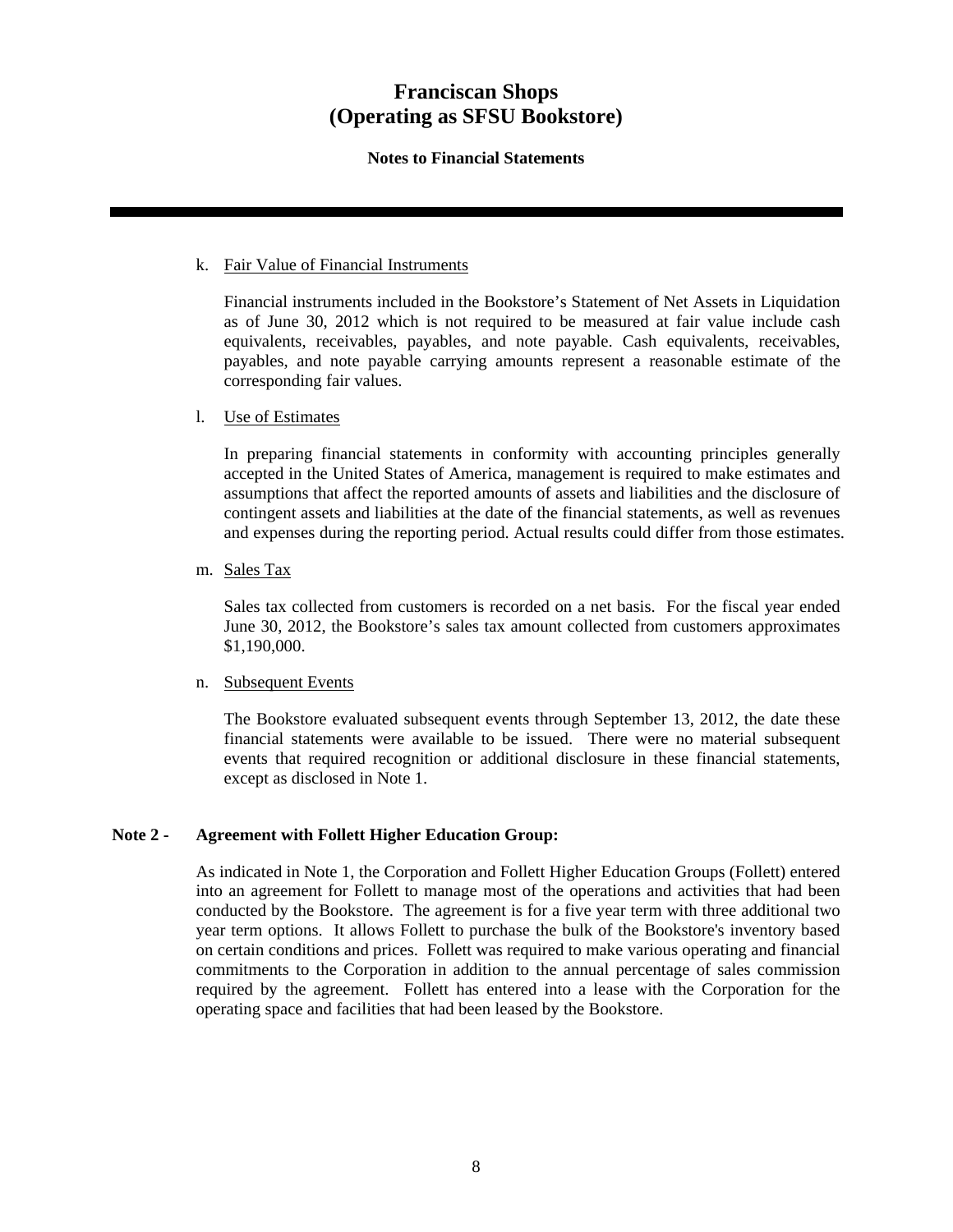k. Fair Value of Financial Instruments

Financial instruments included in the Bookstore's Statement of Net Assets in Liquidation as of June 30, 2012 which is not required to be measured at fair value include cash equivalents, receivables, payables, and note payable. Cash equivalents, receivables, payables, and note payable carrying amounts represent a reasonable estimate of the corresponding fair values.

l. Use of Estimates

In preparing financial statements in conformity with accounting principles generally accepted in the United States of America, management is required to make estimates and assumptions that affect the reported amounts of assets and liabilities and the disclosure of contingent assets and liabilities at the date of the financial statements, as well as revenues and expenses during the reporting period. Actual results could differ from those estimates.

m. Sales Tax

Sales tax collected from customers is recorded on a net basis. For the fiscal year ended June 30, 2012, the Bookstore's sales tax amount collected from customers approximates $1,190,000.

n. Subsequent Events

The Bookstore evaluated subsequent events through September 13, 2012, the date these financial statements were available to be issued. There were no material subsequent events that required recognition or additional disclosure in these financial statements, except as disclosed in Note 1.

## Note 2 - Agreement with Follett Higher Education Group:

As indicated in Note 1, the Corporation and Follett Higher Education Groups (Follett) entered into an agreement for Follett to manage most of the operations and activities that had been conducted by the Bookstore. The agreement is for a five year term with three additional two year term options. It allows Follett to purchase the bulk of the Bookstore's inventory based on certain conditions and prices. Follett was required to make various operating and financial commitments to the Corporation in addition to the annual percentage of sales commission required by the agreement. Follett has entered into a lease with the Corporation for the operating space and facilities that had been leased by the Bookstore.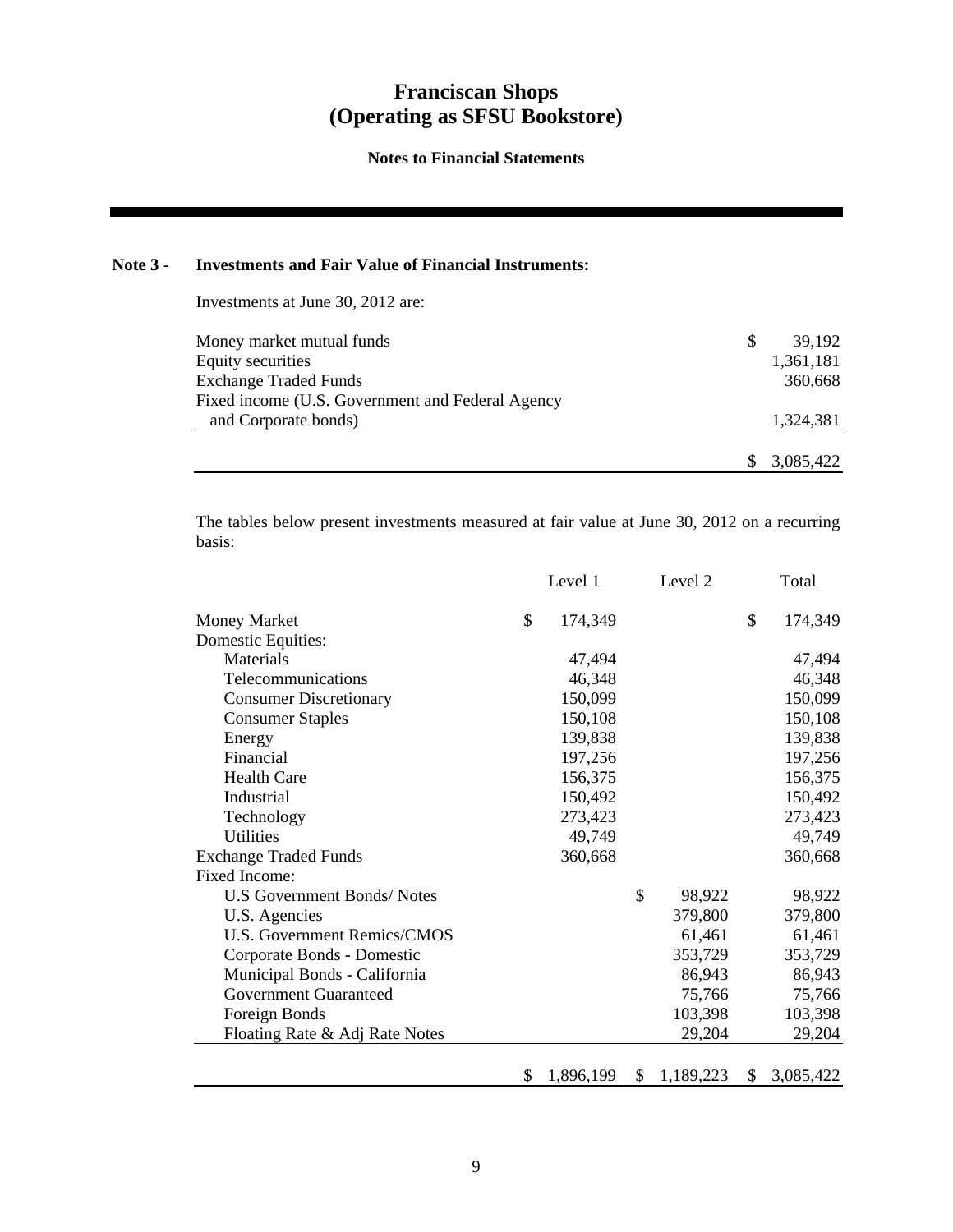# Franciscan Shops
# (Operating as SFSU Bookstore)

## Notes to Financial Statements

### Note 3 - Investments and Fair Value of Financial Instruments:

Investments at June 30, 2012 are:

| | |
|---|---|
| Money market mutual funds | $ 39,192 |
| Equity securities | 1,361,181 |
| Exchange Traded Funds | 360,668 |
| Fixed income (U.S. Government and Federal Agency and Corporate bonds) | 1,324,381 |
| | $ 3,085,422 |

The tables below present investments measured at fair value at June 30, 2012 on a recurring basis:

| | Level 1 | Level 2 | Total |
|---|---|---|---|
| Money Market | $ 174,349 | | $ 174,349 |
| Domestic Equities: | | | |
| Materials | 47,494 | | 47,494 |
| Telecommunications | 46,348 | | 46,348 |
| Consumer Discretionary | 150,099 | | 150,099 |
| Consumer Staples | 150,108 | | 150,108 |
| Energy | 139,838 | | 139,838 |
| Financial | 197,256 | | 197,256 |
| Health Care | 156,375 | | 156,375 |
| Industrial | 150,492 | | 150,492 |
| Technology | 273,423 | | 273,423 |
| Utilities | 49,749 | | 49,749 |
| Exchange Traded Funds | 360,668 | | 360,668 |
| Fixed Income: | | | |
| U.S Government Bonds/ Notes | | $ 98,922 | 98,922 |
| U.S. Agencies | | 379,800 | 379,800 |
| U.S. Government Remics/CMOS | | 61,461 | 61,461 |
| Corporate Bonds - Domestic | | 353,729 | 353,729 |
| Municipal Bonds - California | | 86,943 | 86,943 |
| Government Guaranteed | | 75,766 | 75,766 |
| Foreign Bonds | | 103,398 | 103,398 |
| Floating Rate & Adj Rate Notes | | 29,204 | 29,204 |
| | $ 1,896,199 | $ 1,189,223 | $ 3,085,422 |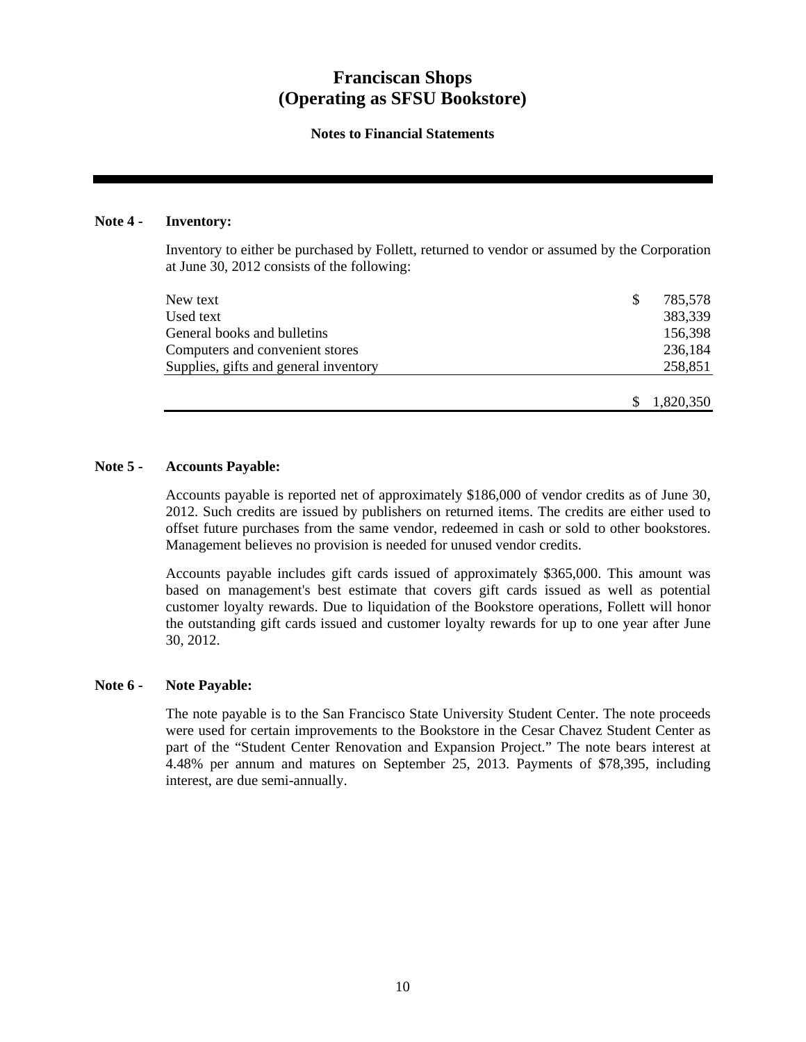# Franciscan Shops
# (Operating as SFSU Bookstore)

**Notes to Financial Statements**

---

**Note 4 - Inventory:**

Inventory to either be purchased by Follett, returned to vendor or assumed by the Corporation at June 30, 2012 consists of the following:

| | |
|---|---|
| New text | $ 785,578 |
| Used text | 383,339 |
| General books and bulletins | 156,398 |
| Computers and convenient stores | 236,184 |
| Supplies, gifts and general inventory | 258,851 |
| | $ 1,820,350 |

**Note 5 - Accounts Payable:**

Accounts payable is reported net of approximately $186,000 of vendor credits as of June 30, 2012. Such credits are issued by publishers on returned items. The credits are either used to offset future purchases from the same vendor, redeemed in cash or sold to other bookstores. Management believes no provision is needed for unused vendor credits.

Accounts payable includes gift cards issued of approximately $365,000. This amount was based on management's best estimate that covers gift cards issued as well as potential customer loyalty rewards. Due to liquidation of the Bookstore operations, Follett will honor the outstanding gift cards issued and customer loyalty rewards for up to one year after June 30, 2012.

**Note 6 - Note Payable:**

The note payable is to the San Francisco State University Student Center. The note proceeds were used for certain improvements to the Bookstore in the Cesar Chavez Student Center as part of the "Student Center Renovation and Expansion Project." The note bears interest at 4.48% per annum and matures on September 25, 2013. Payments of $78,395, including interest, are due semi-annually.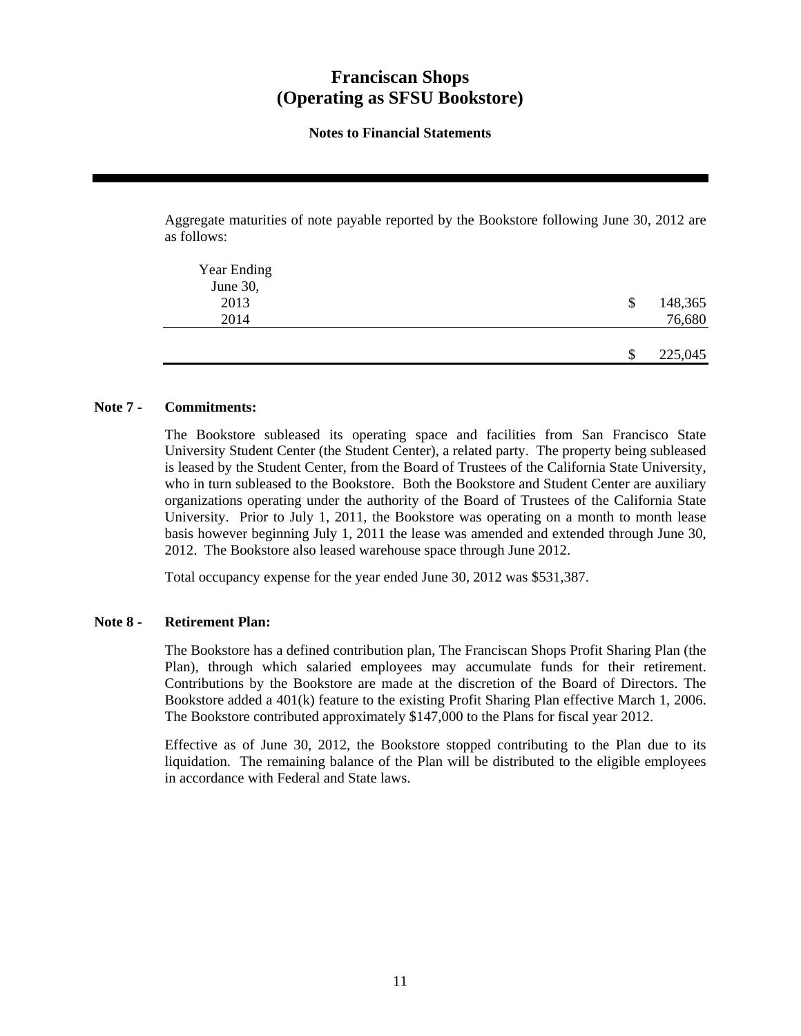# Franciscan Shops
# (Operating as SFSU Bookstore)

### Notes to Financial Statements

Aggregate maturities of note payable reported by the Bookstore following June 30, 2012 are as follows:

| Year Ending June 30, | | |
|---|---|---|
| 2013 | $ | 148,365 |
| 2014 | | 76,680 |
| | $ | 225,045 |

**Note 7 - Commitments:**

The Bookstore subleased its operating space and facilities from San Francisco State University Student Center (the Student Center), a related party. The property being subleased is leased by the Student Center, from the Board of Trustees of the California State University, who in turn subleased to the Bookstore. Both the Bookstore and Student Center are auxiliary organizations operating under the authority of the Board of Trustees of the California State University. Prior to July 1, 2011, the Bookstore was operating on a month to month lease basis however beginning July 1, 2011 the lease was amended and extended through June 30, 2012. The Bookstore also leased warehouse space through June 2012.

Total occupancy expense for the year ended June 30, 2012 was $531,387.

**Note 8 - Retirement Plan:**

The Bookstore has a defined contribution plan, The Franciscan Shops Profit Sharing Plan (the Plan), through which salaried employees may accumulate funds for their retirement. Contributions by the Bookstore are made at the discretion of the Board of Directors. The Bookstore added a 401(k) feature to the existing Profit Sharing Plan effective March 1, 2006. The Bookstore contributed approximately $147,000 to the Plans for fiscal year 2012.

Effective as of June 30, 2012, the Bookstore stopped contributing to the Plan due to its liquidation. The remaining balance of the Plan will be distributed to the eligible employees in accordance with Federal and State laws.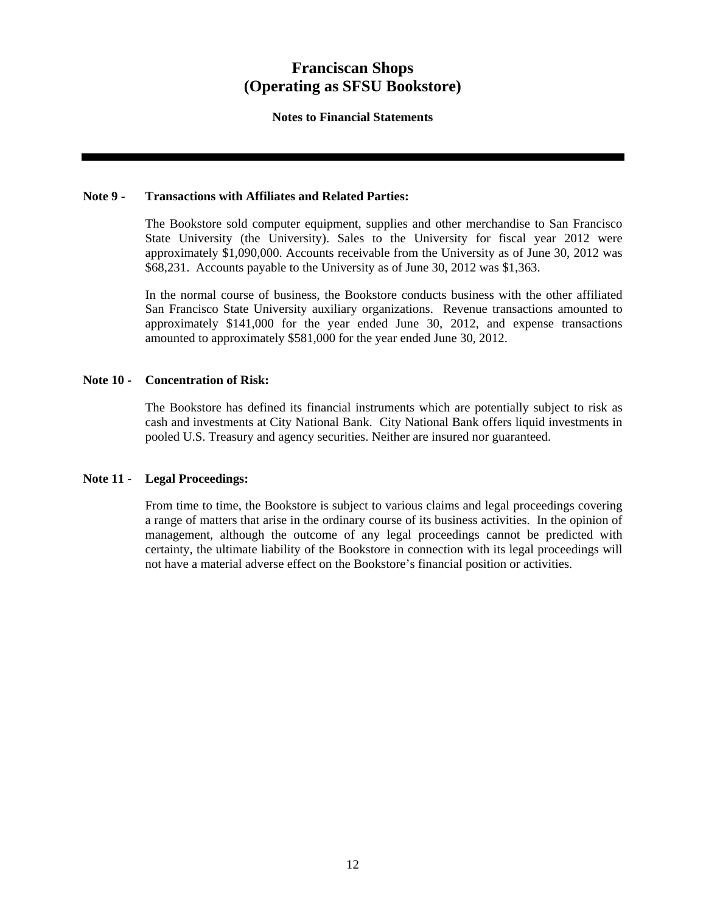# Franciscan Shops
# (Operating as SFSU Bookstore)

**Notes to Financial Statements**

---

**Note 9 - Transactions with Affiliates and Related Parties:**

The Bookstore sold computer equipment, supplies and other merchandise to San Francisco State University (the University). Sales to the University for fiscal year 2012 were approximately $1,090,000. Accounts receivable from the University as of June 30, 2012 was $68,231. Accounts payable to the University as of June 30, 2012 was $1,363.

In the normal course of business, the Bookstore conducts business with the other affiliated San Francisco State University auxiliary organizations. Revenue transactions amounted to approximately $141,000 for the year ended June 30, 2012, and expense transactions amounted to approximately $581,000 for the year ended June 30, 2012.

**Note 10 - Concentration of Risk:**

The Bookstore has defined its financial instruments which are potentially subject to risk as cash and investments at City National Bank. City National Bank offers liquid investments in pooled U.S. Treasury and agency securities. Neither are insured nor guaranteed.

**Note 11 - Legal Proceedings:**

From time to time, the Bookstore is subject to various claims and legal proceedings covering a range of matters that arise in the ordinary course of its business activities. In the opinion of management, although the outcome of any legal proceedings cannot be predicted with certainty, the ultimate liability of the Bookstore in connection with its legal proceedings will not have a material adverse effect on the Bookstore's financial position or activities.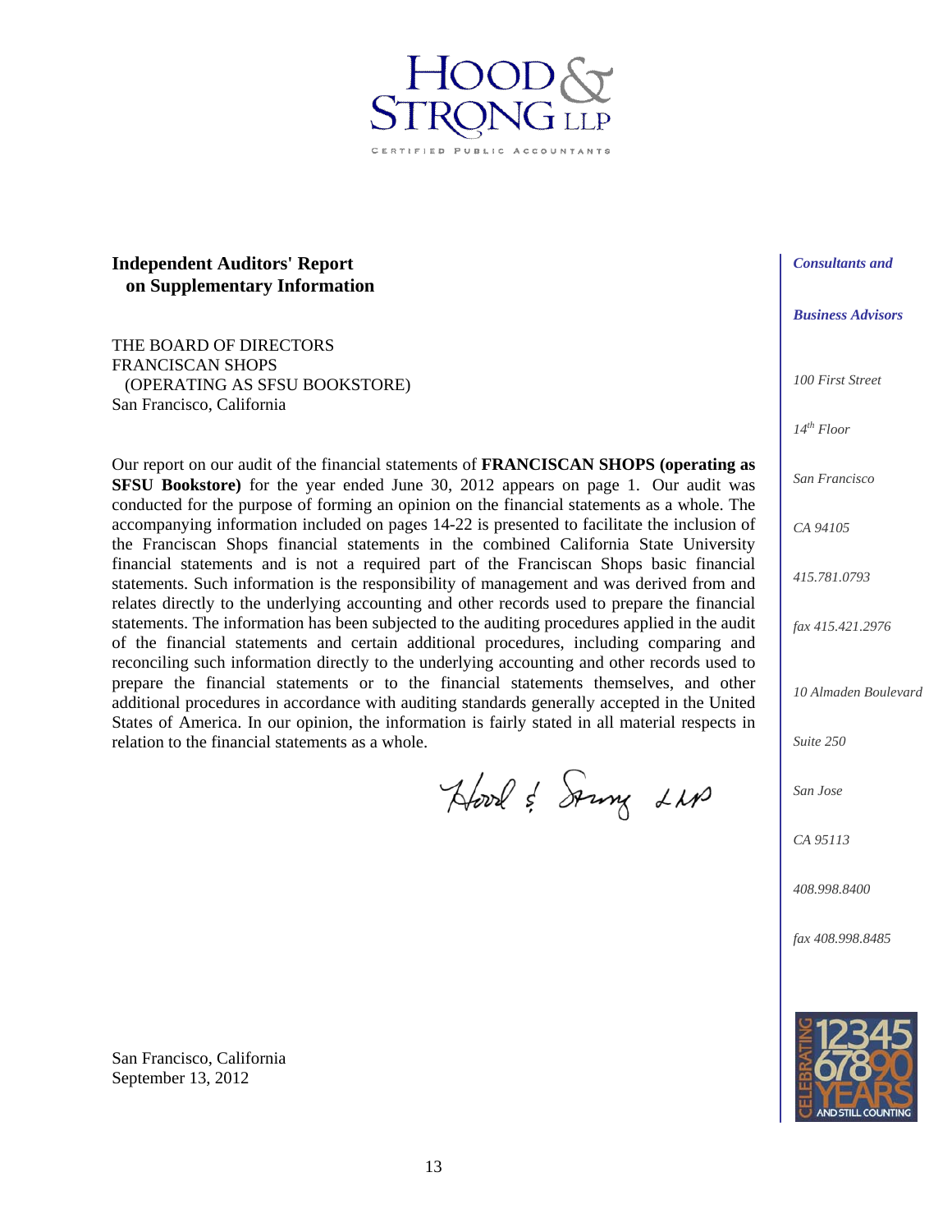HOOD & STRONG LLP

CERTIFIED PUBLIC ACCOUNTANTS

## Independent Auditors' Report on Supplementary Information

THE BOARD OF DIRECTORS
FRANCISCAN SHOPS
(OPERATING AS SFSU BOOKSTORE)
San Francisco, California

Our report on our audit of the financial statements of **FRANCISCAN SHOPS (operating as SFSU Bookstore)** for the year ended June 30, 2012 appears on page 1. Our audit was conducted for the purpose of forming an opinion on the financial statements as a whole. The accompanying information included on pages 14-22 is presented to facilitate the inclusion of the Franciscan Shops financial statements in the combined California State University financial statements and is not a required part of the Franciscan Shops basic financial statements. Such information is the responsibility of management and was derived from and relates directly to the underlying accounting and other records used to prepare the financial statements. The information has been subjected to the auditing procedures applied in the audit of the financial statements and certain additional procedures, including comparing and reconciling such information directly to the underlying accounting and other records used to prepare the financial statements or to the financial statements themselves, and other additional procedures in accordance with auditing standards generally accepted in the United States of America. In our opinion, the information is fairly stated in all material respects in relation to the financial statements as a whole.

Hood & Strong LLP

San Francisco, California
September 13, 2012

*Consultants and*

*Business Advisors*

*100 First Street*

*14th Floor*

*San Francisco*

*CA 94105*

*415.781.0793*

*fax 415.421.2976*

*10 Almaden Boulevard*

*Suite 250*

*San Jose*

*CA 95113*

*408.998.8400*

*fax 408.998.8485*

CELEBRATING 1234567890 YEARS AND STILL COUNTING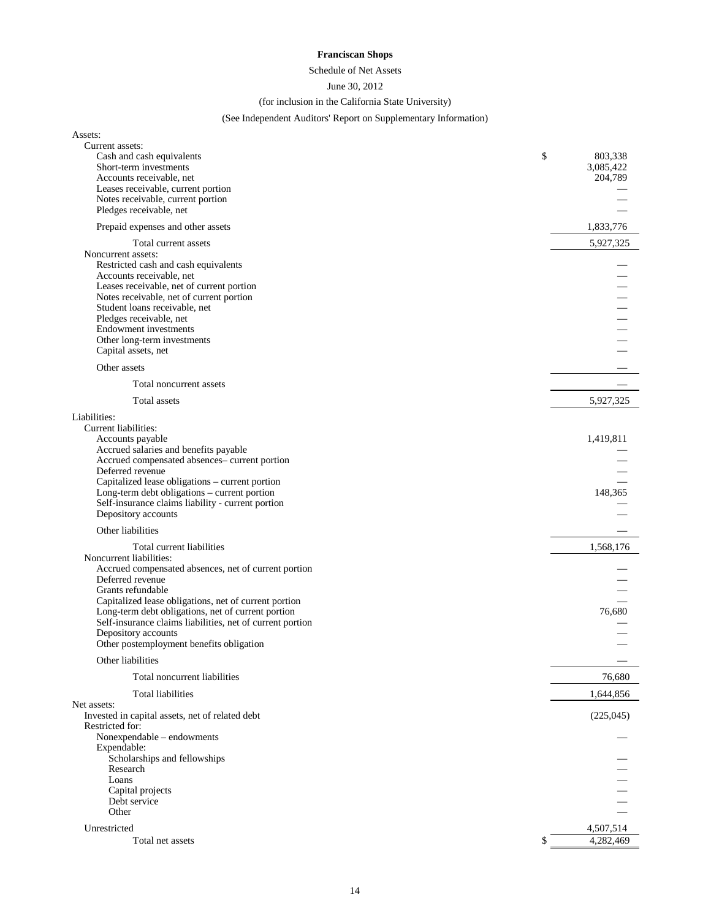**Franciscan Shops**

Schedule of Net Assets

June 30, 2012

(for inclusion in the California State University)

(See Independent Auditors' Report on Supplementary Information)

| | |
|---|---|
| Assets: | |
| Current assets: | |
| Cash and cash equivalents | $ 803,338 |
| Short-term investments | 3,085,422 |
| Accounts receivable, net | 204,789 |
| Leases receivable, current portion | — |
| Notes receivable, current portion | — |
| Pledges receivable, net | — |
| Prepaid expenses and other assets | 1,833,776 |
| Total current assets | 5,927,325 |
| Noncurrent assets: | |
| Restricted cash and cash equivalents | — |
| Accounts receivable, net | — |
| Leases receivable, net of current portion | — |
| Notes receivable, net of current portion | — |
| Student loans receivable, net | — |
| Pledges receivable, net | — |
| Endowment investments | — |
| Other long-term investments | — |
| Capital assets, net | — |
| Other assets | — |
| Total noncurrent assets | — |
| Total assets | 5,927,325 |
| Liabilities: | |
| Current liabilities: | |
| Accounts payable | 1,419,811 |
| Accrued salaries and benefits payable | — |
| Accrued compensated absences– current portion | — |
| Deferred revenue | — |
| Capitalized lease obligations – current portion | — |
| Long-term debt obligations – current portion | 148,365 |
| Self-insurance claims liability - current portion | — |
| Depository accounts | — |
| Other liabilities | — |
| Total current liabilities | 1,568,176 |
| Noncurrent liabilities: | |
| Accrued compensated absences, net of current portion | — |
| Deferred revenue | — |
| Grants refundable | — |
| Capitalized lease obligations, net of current portion | — |
| Long-term debt obligations, net of current portion | 76,680 |
| Self-insurance claims liabilities, net of current portion | — |
| Depository accounts | — |
| Other postemployment benefits obligation | — |
| Other liabilities | — |
| Total noncurrent liabilities | 76,680 |
| Total liabilities | 1,644,856 |
| Net assets: | |
| Invested in capital assets, net of related debt | (225,045) |
| Restricted for: | |
| Nonexpendable – endowments | — |
| Expendable: | |
| Scholarships and fellowships | — |
| Research | — |
| Loans | — |
| Capital projects | — |
| Debt service | — |
| Other | — |
| Unrestricted | 4,507,514 |
| Total net assets | $ 4,282,469 |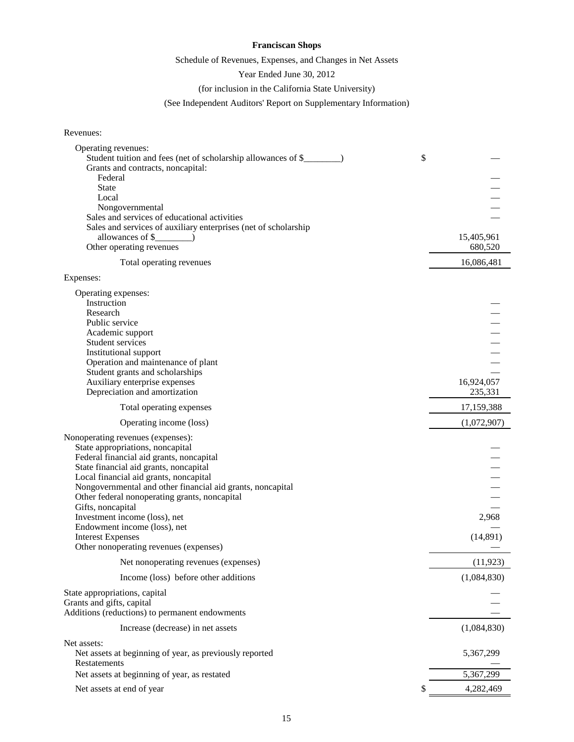**Franciscan Shops**

Schedule of Revenues, Expenses, and Changes in Net Assets

Year Ended June 30, 2012

(for inclusion in the California State University)

(See Independent Auditors' Report on Supplementary Information)

| | |
|---|---|
| Revenues: | |
| Operating revenues: | |
| Student tuition and fees (net of scholarship allowances of $________) | $ — |
| Grants and contracts, noncapital: | |
| Federal | — |
| State | — |
| Local | — |
| Nongovernmental | — |
| Sales and services of educational activities | — |
| Sales and services of auxiliary enterprises (net of scholarship allowances of $________) | 15,405,961 |
| Other operating revenues | 680,520 |
| Total operating revenues | 16,086,481 |
| Expenses: | |
| Operating expenses: | |
| Instruction | — |
| Research | — |
| Public service | — |
| Academic support | — |
| Student services | — |
| Institutional support | — |
| Operation and maintenance of plant | — |
| Student grants and scholarships | — |
| Auxiliary enterprise expenses | 16,924,057 |
| Depreciation and amortization | 235,331 |
| Total operating expenses | 17,159,388 |
| Operating income (loss) | (1,072,907) |
| Nonoperating revenues (expenses): | |
| State appropriations, noncapital | — |
| Federal financial aid grants, noncapital | — |
| State financial aid grants, noncapital | — |
| Local financial aid grants, noncapital | — |
| Nongovernmental and other financial aid grants, noncapital | — |
| Other federal nonoperating grants, noncapital | — |
| Gifts, noncapital | — |
| Investment income (loss), net | 2,968 |
| Endowment income (loss), net | — |
| Interest Expenses | (14,891) |
| Other nonoperating revenues (expenses) | — |
| Net nonoperating revenues (expenses) | (11,923) |
| Income (loss) before other additions | (1,084,830) |
| State appropriations, capital | — |
| Grants and gifts, capital | — |
| Additions (reductions) to permanent endowments | — |
| Increase (decrease) in net assets | (1,084,830) |
| Net assets: | |
| Net assets at beginning of year, as previously reported | 5,367,299 |
| Restatements | — |
| Net assets at beginning of year, as restated | 5,367,299 |
| Net assets at end of year | $ 4,282,469 |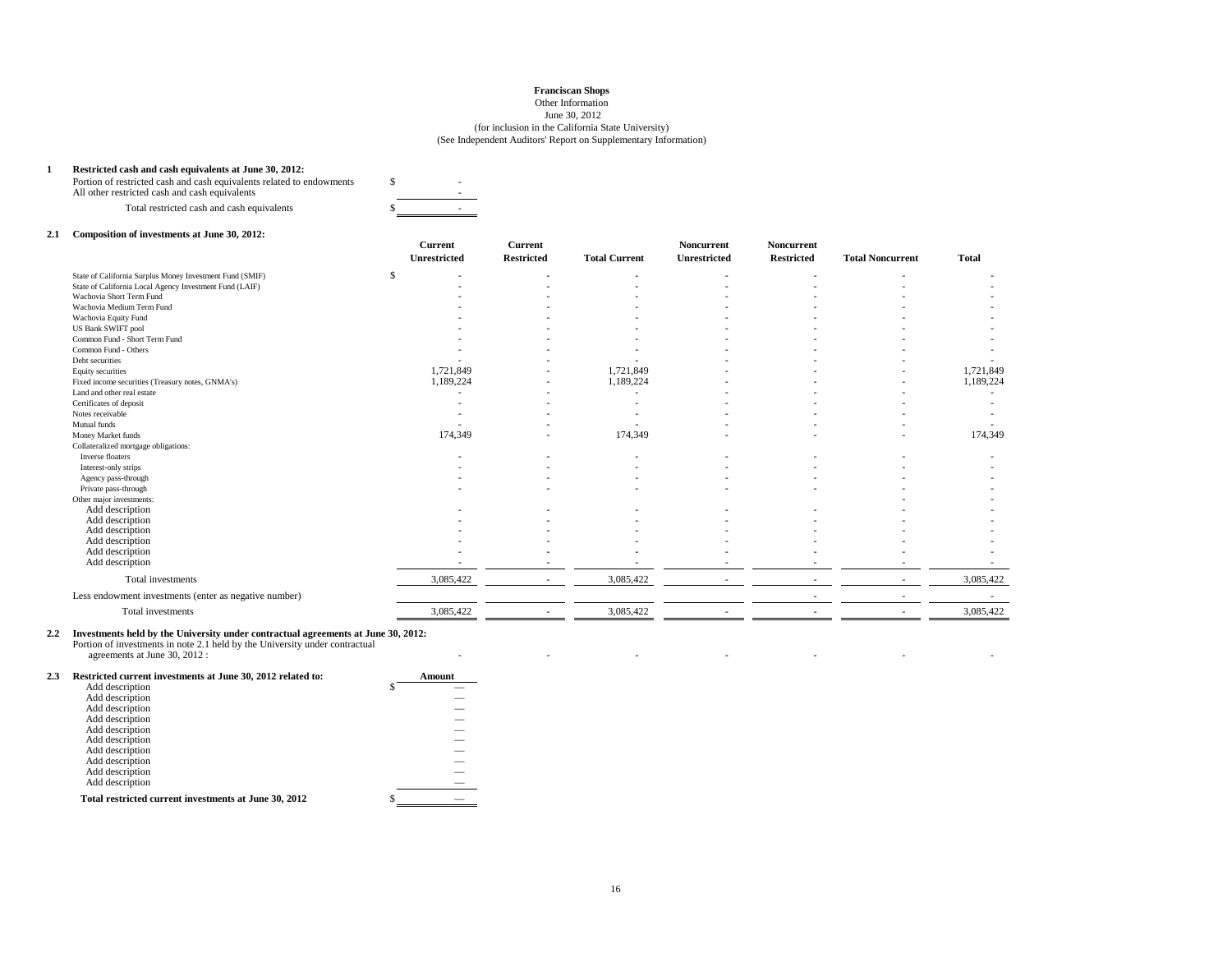**Franciscan Shops**
Other Information
June 30, 2012
(for inclusion in the California State University)
(See Independent Auditors' Report on Supplementary Information)

**1 Restricted cash and cash equivalents at June 30, 2012:**

| | |
|---|---|
| Portion of restricted cash and cash equivalents related to endowments | $ - |
| All other restricted cash and cash equivalents | - |
| Total restricted cash and cash equivalents | $ - |

**2.1 Composition of investments at June 30, 2012:**

| | Current Unrestricted | Current Restricted | Total Current | Noncurrent Unrestricted | Noncurrent Restricted | Total Noncurrent | Total |
|---|---|---|---|---|---|---|---|
| State of California Surplus Money Investment Fund (SMIF) | $ - | - | - | - | - | - | - |
| State of California Local Agency Investment Fund (LAIF) | - | - | - | - | - | - | - |
| Wachovia Short Term Fund | - | - | - | - | - | - | - |
| Wachovia Medium Term Fund | - | - | - | - | - | - | - |
| Wachovia Equity Fund | - | - | - | - | - | - | - |
| US Bank SWIFT pool | - | - | - | - | - | - | - |
| Common Fund - Short Term Fund | - | - | - | - | - | - | - |
| Common Fund - Others | - | - | - | - | - | - | - |
| Debt securities | - | - | - | - | - | - | - |
| Equity securities | 1,721,849 | - | 1,721,849 | - | - | - | 1,721,849 |
| Fixed income securities (Treasury notes, GNMA's) | 1,189,224 | - | 1,189,224 | - | - | - | 1,189,224 |
| Land and other real estate | - | - | - | - | - | - | - |
| Certificates of deposit | - | - | - | - | - | - | - |
| Notes receivable | - | - | - | - | - | - | - |
| Mutual funds | - | - | - | - | - | - | - |
| Money Market funds | 174,349 | - | 174,349 | - | - | - | 174,349 |
| Collateralized mortgage obligations: | | | | | | | |
| Inverse floaters | - | - | - | - | - | - | - |
| Interest-only strips | - | - | - | - | - | - | - |
| Agency pass-through | - | - | - | - | - | - | - |
| Private pass-through | - | - | - | - | - | - | - |
| Other major investments: | | | | | | - | - |
| Add description | - | - | - | - | - | - | - |
| Add description | - | - | - | - | - | - | - |
| Add description | - | - | - | - | - | - | - |
| Add description | - | - | - | - | - | - | - |
| Add description | - | - | - | - | - | - | - |
| Add description | - | - | - | - | - | - | - |
| Total investments | 3,085,422 | - | 3,085,422 | - | - | - | 3,085,422 |
| Less endowment investments (enter as negative number) | | | | | - | - | - |
| Total investments | 3,085,422 | - | 3,085,422 | - | - | - | 3,085,422 |

**2.2 Investments held by the University under contractual agreements at June 30, 2012:**

| | | | | | | | |
|---|---|---|---|---|---|---|---|
| Portion of investments in note 2.1 held by the University under contractual agreements at June 30, 2012 : | - | - | - | - | - | - | - |

**2.3 Restricted current investments at June 30, 2012 related to:**

| | Amount |
|---|---|
| Add description | $ — |
| Add description | — |
| Add description | — |
| Add description | — |
| Add description | — |
| Add description | — |
| Add description | — |
| Add description | — |
| Add description | — |
| Add description | — |
| **Total restricted current investments at June 30, 2012** | $ — |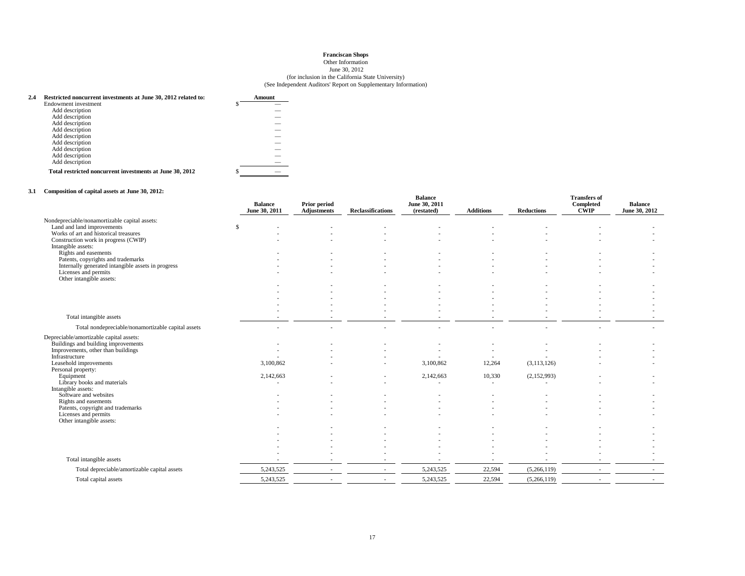**Franciscan Shops**
Other Information
June 30, 2012
(for inclusion in the California State University)
(See Independent Auditors' Report on Supplementary Information)

**2.4 Restricted noncurrent investments at June 30, 2012 related to:**

| | Amount |
|---|---|
| Endowment investment | $ — |
| Add description | — |
| Add description | — |
| Add description | — |
| Add description | — |
| Add description | — |
| Add description | — |
| Add description | — |
| Add description | — |
| Add description | — |
| **Total restricted noncurrent investments at June 30, 2012** | $ — |

**3.1 Composition of capital assets at June 30, 2012:**

| | Balance June 30, 2011 | Prior period Adjustments | Reclassifications | Balance June 30, 2011 (restated) | Additions | Reductions | Transfers of Completed CWIP | Balance June 30, 2012 |
|---|---|---|---|---|---|---|---|---|
| Nondepreciable/nonamortizable capital assets: | | | | | | | | |
| Land and land improvements | $ - | - | - | - | - | - | - | - |
| Works of art and historical treasures | - | - | - | - | - | - | - | - |
| Construction work in progress (CWIP) | - | - | - | - | - | - | - | - |
| Intangible assets: | | | | | | | | |
| Rights and easements | - | - | - | - | - | - | - | - |
| Patents, copyrights and trademarks | - | - | - | - | - | - | - | - |
| Internally generated intangible assets in progress | - | - | - | - | - | - | - | - |
| Licenses and permits | - | - | - | - | - | - | - | - |
| Other intangible assets: | | | | | | | | |
| | - | - | - | - | - | - | - | - |
| | - | - | - | - | - | - | - | - |
| | - | - | - | - | - | - | - | - |
| | - | - | - | - | - | - | - | - |
| | - | - | - | - | - | - | - | - |
| Total intangible assets | - | - | - | - | - | - | - | - |
| Total nondepreciable/nonamortizable capital assets | - | - | - | - | - | - | - | - |
| Depreciable/amortizable capital assets: | | | | | | | | |
| Buildings and building improvements | - | - | - | - | - | - | - | - |
| Improvements, other than buildings | - | - | - | - | - | - | - | - |
| Infrastructure | - | - | - | - | - | - | - | - |
| Leasehold improvements | 3,100,862 | - | - | 3,100,862 | 12,264 | (3,113,126) | - | - |
| Personal property: | | | | | | | | |
| Equipment | 2,142,663 | - | - | 2,142,663 | 10,330 | (2,152,993) | - | - |
| Library books and materials | - | - | - | - | - | - | - | - |
| Intangible assets: | | | | | | | | |
| Software and websites | - | - | - | - | - | - | - | - |
| Rights and easements | - | - | - | - | - | - | - | - |
| Patents, copyright and trademarks | - | - | - | - | - | - | - | - |
| Licenses and permits | - | - | - | - | - | - | - | - |
| Other intangible assets: | | | | | | | | |
| | - | - | - | - | - | - | - | - |
| | - | - | - | - | - | - | - | - |
| | - | - | - | - | - | - | - | - |
| | - | - | - | - | - | - | - | - |
| | - | - | - | - | - | - | - | - |
| Total intangible assets | - | - | - | - | - | - | - | - |
| Total depreciable/amortizable capital assets | 5,243,525 | - | - | 5,243,525 | 22,594 | (5,266,119) | - | - |
| Total capital assets | 5,243,525 | - | - | 5,243,525 | 22,594 | (5,266,119) | - | - |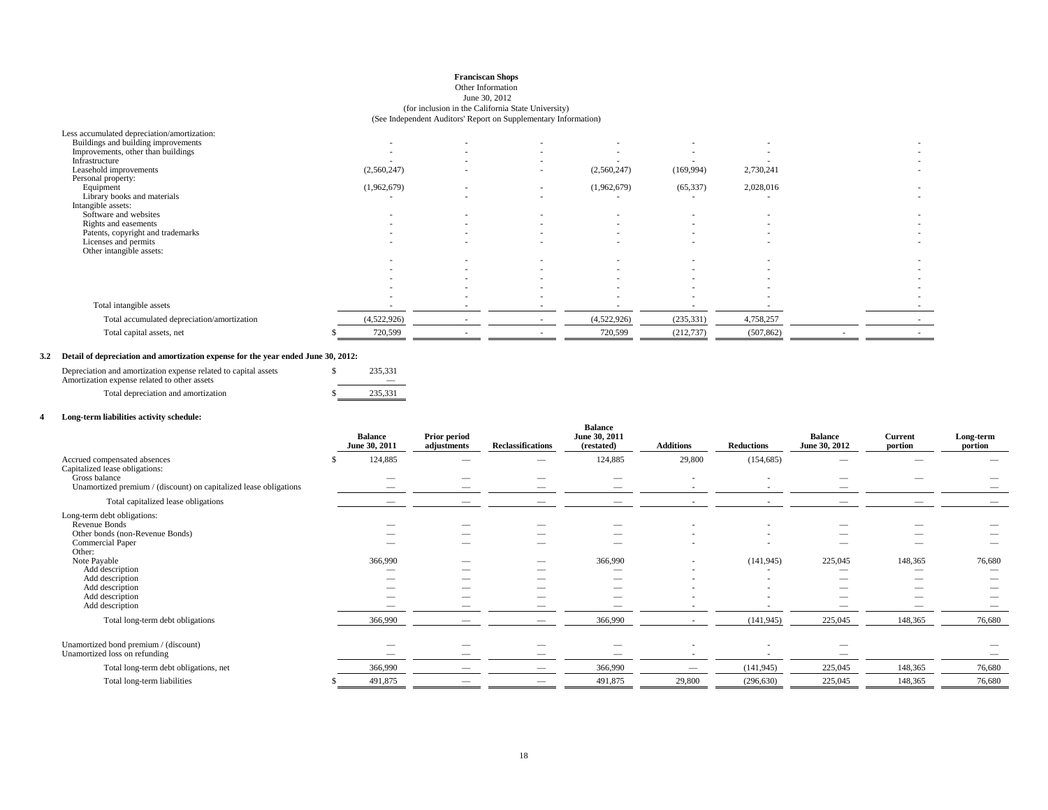**Franciscan Shops**
Other Information
June 30, 2012
(for inclusion in the California State University)
(See Independent Auditors' Report on Supplementary Information)

| | | | | | | | | |
|---|---|---|---|---|---|---|---|---|
| Less accumulated depreciation/amortization: | | | | | | | | |
| Buildings and building improvements | - | - | - | - | - | - | | - |
| Improvements, other than buildings | - | - | - | - | - | - | | - |
| Infrastructure | - | - | - | - | - | - | | - |
| Leasehold improvements | (2,560,247) | - | - | (2,560,247) | (169,994) | 2,730,241 | | - |
| Personal property: | | | | | | | | |
| Equipment | (1,962,679) | - | - | (1,962,679) | (65,337) | 2,028,016 | | - |
| Library books and materials | - | - | - | - | - | - | | - |
| Intangible assets: | | | | | | | | |
| Software and websites | - | - | - | - | - | - | | - |
| Rights and easements | - | - | - | - | - | - | | - |
| Patents, copyright and trademarks | - | - | - | - | - | - | | - |
| Licenses and permits | - | - | - | - | - | - | | - |
| Other intangible assets: | | | | | | | | |
| | - | - | - | - | - | - | | - |
| | - | - | - | - | - | - | | - |
| | - | - | - | - | - | - | | - |
| | - | - | - | - | - | - | | - |
| | - | - | - | - | - | - | | - |
| Total intangible assets | - | - | - | - | - | - | | - |
| Total accumulated depreciation/amortization | (4,522,926) | - | - | (4,522,926) | (235,331) | 4,758,257 | | - |
| Total capital assets, net | $ 720,599 | - | - | 720,599 | (212,737) | (507,862) | - | - |

**3.2 Detail of depreciation and amortization expense for the year ended June 30, 2012:**

| | |
|---|---|
| Depreciation and amortization expense related to capital assets | $ 235,331 |
| Amortization expense related to other assets | — |
| Total depreciation and amortization | $ 235,331 |

**4 Long-term liabilities activity schedule:**

| | Balance June 30, 2011 | Prior period adjustments | Reclassifications | Balance June 30, 2011 (restated) | Additions | Reductions | Balance June 30, 2012 | Current portion | Long-term portion |
|---|---|---|---|---|---|---|---|---|---|
| Accrued compensated absences | $ 124,885 | — | — | 124,885 | 29,800 | (154,685) | — | — | — |
| Capitalized lease obligations: | | | | | | | | | |
| Gross balance | — | — | — | — | - | - | — | — | — |
| Unamortized premium / (discount) on capitalized lease obligations | — | — | — | — | - | - | — | | — |
| Total capitalized lease obligations | — | — | — | — | - | - | — | — | — |
| Long-term debt obligations: | | | | | | | | | |
| Revenue Bonds | — | — | — | — | - | - | — | — | — |
| Other bonds (non-Revenue Bonds) | — | — | — | — | - | - | — | — | — |
| Commercial Paper | — | — | — | — | - | - | — | — | — |
| Other: | | | | | | | | | |
| Note Payable | 366,990 | — | — | 366,990 | - | (141,945) | 225,045 | 148,365 | 76,680 |
| Add description | — | — | — | — | - | - | — | — | — |
| Add description | — | — | — | — | - | - | — | — | — |
| Add description | — | — | — | — | - | - | — | — | — |
| Add description | — | — | — | — | - | - | — | — | — |
| Add description | — | — | — | — | - | - | — | — | — |
| Total long-term debt obligations | 366,990 | — | — | 366,990 | - | (141,945) | 225,045 | 148,365 | 76,680 |
| Unamortized bond premium / (discount) | — | — | — | — | - | - | — | | — |
| Unamortized loss on refunding | — | — | — | — | - | - | — | | — |
| Total long-term debt obligations, net | 366,990 | — | — | 366,990 | — | (141,945) | 225,045 | 148,365 | 76,680 |
| Total long-term liabilities | $ 491,875 | — | — | 491,875 | 29,800 | (296,630) | 225,045 | 148,365 | 76,680 |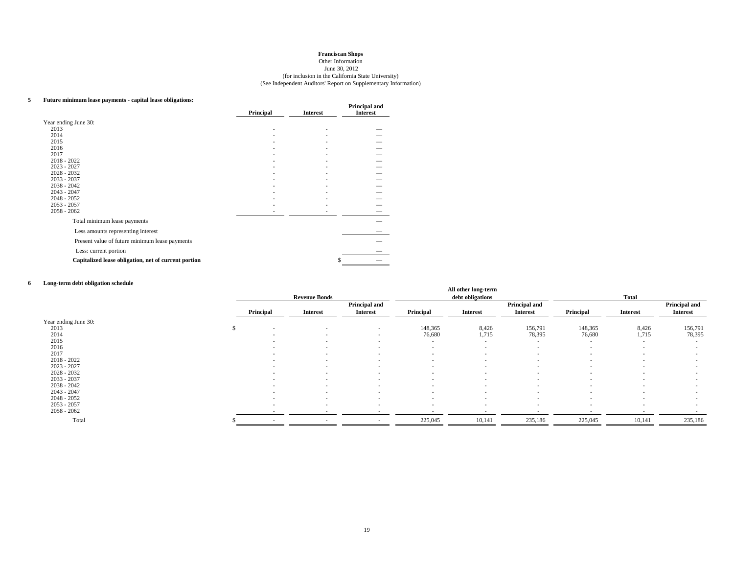**Franciscan Shops**
Other Information
June 30, 2012
(for inclusion in the California State University)
(See Independent Auditors' Report on Supplementary Information)

**5 Future minimum lease payments - capital lease obligations:**

| | Principal | Interest | Principal and Interest |
|---|---|---|---|
| Year ending June 30: | | | |
| 2013 | - | - | — |
| 2014 | - | - | — |
| 2015 | - | - | — |
| 2016 | - | - | — |
| 2017 | - | - | — |
| 2018 - 2022 | - | - | — |
| 2023 - 2027 | - | - | — |
| 2028 - 2032 | - | - | — |
| 2033 - 2037 | - | - | — |
| 2038 - 2042 | - | - | — |
| 2043 - 2047 | - | - | — |
| 2048 - 2052 | - | - | — |
| 2053 - 2057 | - | - | — |
| 2058 - 2062 | - | - | — |
| Total minimum lease payments | | | — |
| Less amounts representing interest | | | — |
| Present value of future minimum lease payments | | | — |
| Less: current portion | | | — |
| **Capitalized lease obligation, net of current portion** | | | $ — |

**6 Long-term debt obligation schedule**

| | Revenue Bonds | | | All other long-term debt obligations | | | Total | | |
|---|---|---|---|---|---|---|---|---|---|
| | Principal | Interest | Principal and Interest | Principal | Interest | Principal and Interest | Principal | Interest | Principal and Interest |
| Year ending June 30: | | | | | | | | | |
| 2013 | $ - | - | - | 148,365 | 8,426 | 156,791 | 148,365 | 8,426 | 156,791 |
| 2014 | - | - | - | 76,680 | 1,715 | 78,395 | 76,680 | 1,715 | 78,395 |
| 2015 | - | - | - | - | - | - | - | - | - |
| 2016 | - | - | - | - | - | - | - | - | - |
| 2017 | - | - | - | - | - | - | - | - | - |
| 2018 - 2022 | - | - | - | - | - | - | - | - | - |
| 2023 - 2027 | - | - | - | - | - | - | - | - | - |
| 2028 - 2032 | - | - | - | - | - | - | - | - | - |
| 2033 - 2037 | - | - | - | - | - | - | - | - | - |
| 2038 - 2042 | - | - | - | - | - | - | - | - | - |
| 2043 - 2047 | - | - | - | - | - | - | - | - | - |
| 2048 - 2052 | - | - | - | - | - | - | - | - | - |
| 2053 - 2057 | - | - | - | - | - | - | - | - | - |
| 2058 - 2062 | - | - | - | - | - | - | - | - | - |
| Total | $ - | - | - | 225,045 | 10,141 | 235,186 | 225,045 | 10,141 | 235,186 |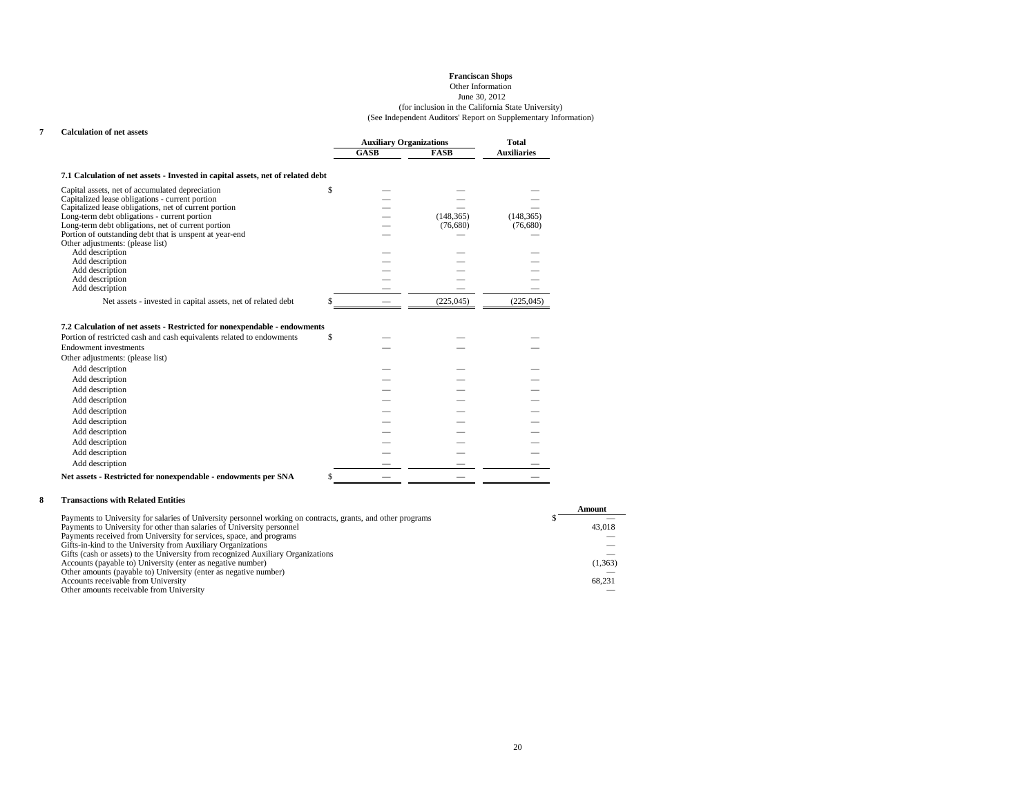**Franciscan Shops**
Other Information
June 30, 2012
(for inclusion in the California State University)
(See Independent Auditors' Report on Supplementary Information)

## 7 Calculation of net assets

| | Auxiliary Organizations | | Total |
|---|---|---|---|
| | GASB | FASB | Auxiliaries |
| **7.1 Calculation of net assets - Invested in capital assets, net of related debt** | | | |
| Capital assets, net of accumulated depreciation | $ — | — | — |
| Capitalized lease obligations - current portion | — | — | — |
| Capitalized lease obligations, net of current portion | — | — | — |
| Long-term debt obligations - current portion | — | (148,365) | (148,365) |
| Long-term debt obligations, net of current portion | — | (76,680) | (76,680) |
| Portion of outstanding debt that is unspent at year-end | — | — | — |
| Other adjustments: (please list) | | | |
| Add description | — | — | — |
| Add description | — | — | — |
| Add description | — | — | — |
| Add description | — | — | — |
| Add description | — | — | — |
| Net assets - invested in capital assets, net of related debt | $ — | (225,045) | (225,045) |
| **7.2 Calculation of net assets - Restricted for nonexpendable - endowments** | | | |
| Portion of restricted cash and cash equivalents related to endowments | $ — | — | — |
| Endowment investments | — | — | — |
| Other adjustments: (please list) | | | |
| Add description | — | — | — |
| Add description | — | — | — |
| Add description | — | — | — |
| Add description | — | — | — |
| Add description | — | — | — |
| Add description | — | — | — |
| Add description | — | — | — |
| Add description | — | — | — |
| Add description | — | — | — |
| Add description | — | — | — |
| **Net assets - Restricted for nonexpendable - endowments per SNA** | $ — | — | — |

## 8 Transactions with Related Entities

| | Amount |
|---|---|
| Payments to University for salaries of University personnel working on contracts, grants, and other programs | $ — |
| Payments to University for other than salaries of University personnel | 43,018 |
| Payments received from University for services, space, and programs | — |
| Gifts-in-kind to the University from Auxiliary Organizations | — |
| Gifts (cash or assets) to the University from recognized Auxiliary Organizations | — |
| Accounts (payable to) University (enter as negative number) | (1,363) |
| Other amounts (payable to) University (enter as negative number) | — |
| Accounts receivable from University | 68,231 |
| Other amounts receivable from University | — |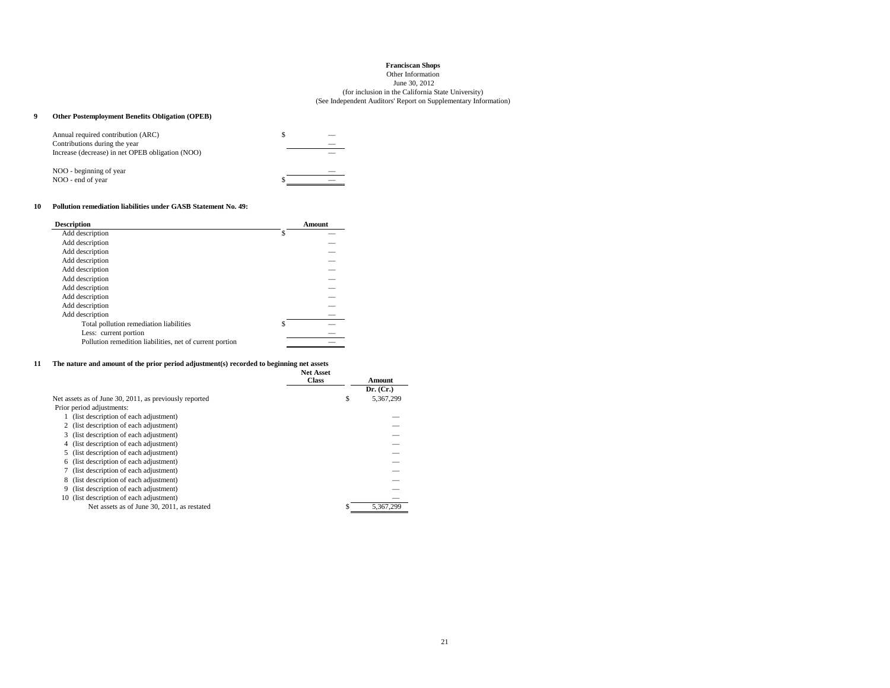**Franciscan Shops**
Other Information
June 30, 2012
(for inclusion in the California State University)
(See Independent Auditors' Report on Supplementary Information)

**9 Other Postemployment Benefits Obligation (OPEB)**

| | |
|---|---|
| Annual required contribution (ARC) | $ — |
| Contributions during the year | — |
| Increase (decrease) in net OPEB obligation (NOO) | — |
| | |
| NOO - beginning of year | — |
| NOO - end of year | $ — |

**10 Pollution remediation liabilities under GASB Statement No. 49:**

| Description | Amount |
|---|---|
| Add description | $ — |
| Add description | — |
| Add description | — |
| Add description | — |
| Add description | — |
| Add description | — |
| Add description | — |
| Add description | — |
| Add description | — |
| Add description | — |
| Total pollution remediation liabilities | $ — |
| Less: current portion | — |
| Pollution remedition liabilities, net of current portion | — |

**11 The nature and amount of the prior period adjustment(s) recorded to beginning net assets**

| | Net Asset Class | Amount Dr. (Cr.) |
|---|---|---|
| Net assets as of June 30, 2011, as previously reported | | $ 5,367,299 |
| Prior period adjustments: | | |
| 1 (list description of each adjustment) | | — |
| 2 (list description of each adjustment) | | — |
| 3 (list description of each adjustment) | | — |
| 4 (list description of each adjustment) | | — |
| 5 (list description of each adjustment) | | — |
| 6 (list description of each adjustment) | | — |
| 7 (list description of each adjustment) | | — |
| 8 (list description of each adjustment) | | — |
| 9 (list description of each adjustment) | | — |
| 10 (list description of each adjustment) | | — |
| Net assets as of June 30, 2011, as restated | | $ 5,367,299 |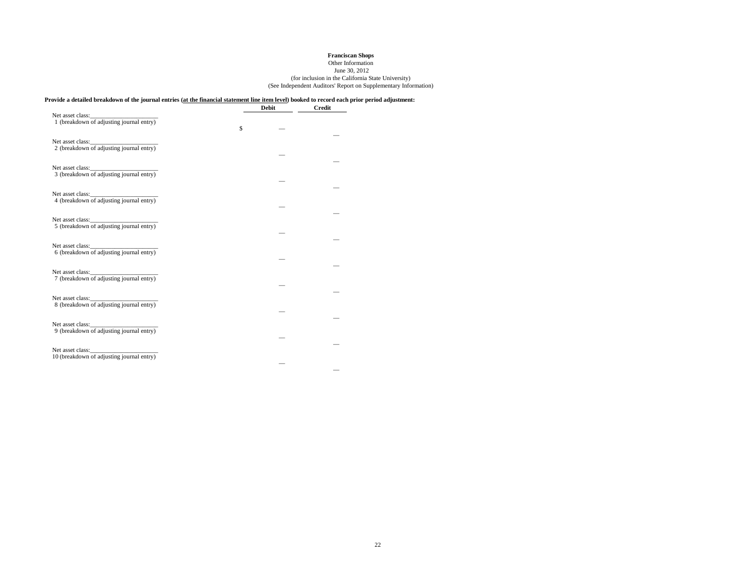**Franciscan Shops**

Other Information

June 30, 2012

(for inclusion in the California State University)

(See Independent Auditors' Report on Supplementary Information)

**Provide a detailed breakdown of the journal entries (at the financial statement line item level) booked to record each prior period adjustment:**

| | Debit | Credit |
|---|---|---|
| Net asset class:______________________ | | |
| 1 (breakdown of adjusting journal entry) | | |
| | $ — | |
| | | — |
| Net asset class:______________________ | | |
| 2 (breakdown of adjusting journal entry) | | |
| | — | |
| | | — |
| Net asset class:______________________ | | |
| 3 (breakdown of adjusting journal entry) | | |
| | — | |
| | | — |
| Net asset class:______________________ | | |
| 4 (breakdown of adjusting journal entry) | | |
| | — | |
| | | — |
| Net asset class:______________________ | | |
| 5 (breakdown of adjusting journal entry) | | |
| | — | |
| | | — |
| Net asset class:______________________ | | |
| 6 (breakdown of adjusting journal entry) | | |
| | — | |
| | | — |
| Net asset class:______________________ | | |
| 7 (breakdown of adjusting journal entry) | | |
| | — | |
| | | — |
| Net asset class:______________________ | | |
| 8 (breakdown of adjusting journal entry) | | |
| | — | |
| | | — |
| Net asset class:______________________ | | |
| 9 (breakdown of adjusting journal entry) | | |
| | — | |
| | | — |
| Net asset class:______________________ | | |
| 10 (breakdown of adjusting journal entry) | | |
| | — | |
| | | — |